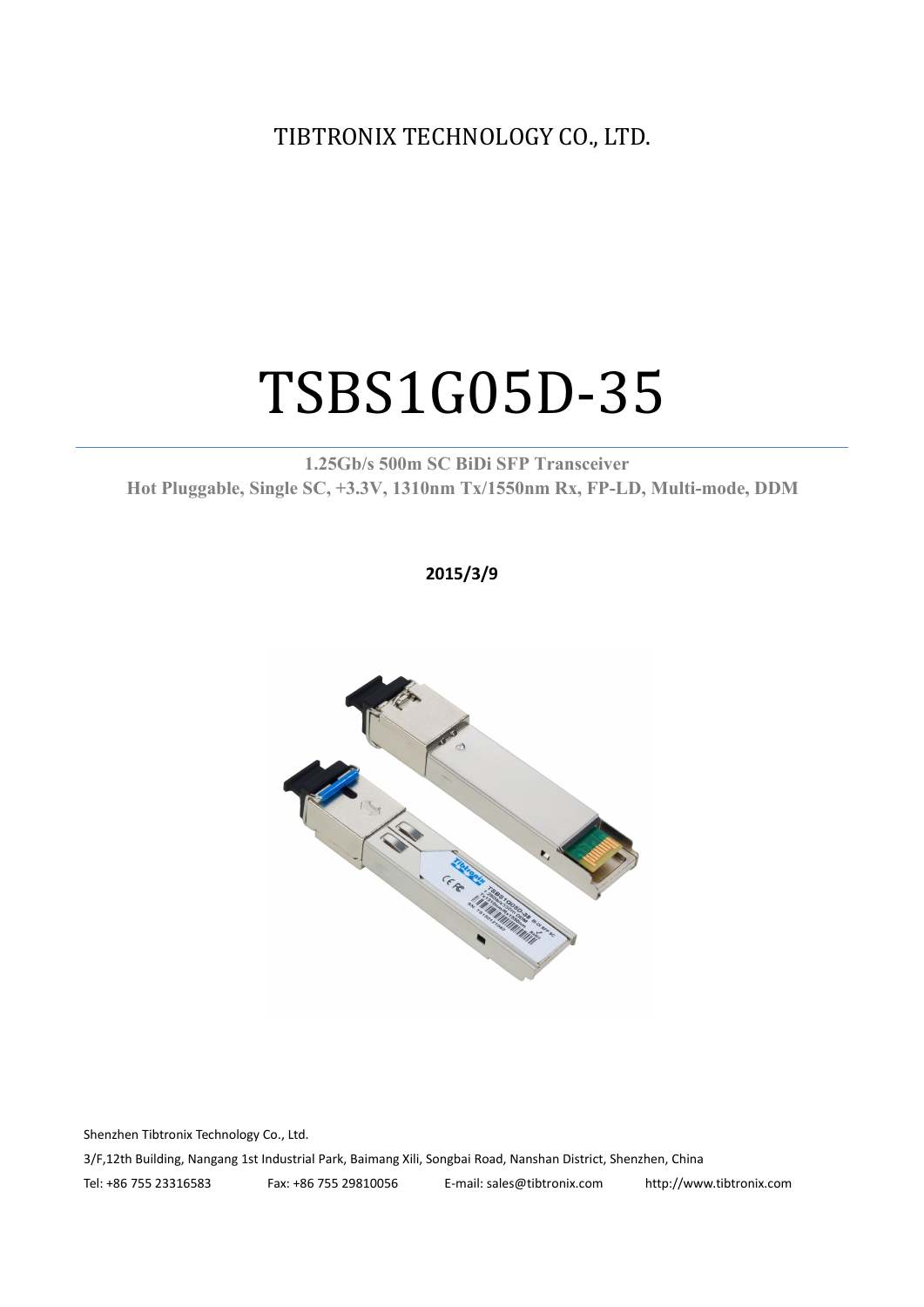TIBTRONIX TECHNOLOGY CO., LTD.

# TSBS1G05D-35

**1.25Gb/s 500m SC BiDi SFP Transceiver**

**Hot Pluggable, Single SC, +3.3V, 1310nm Tx/1550nm Rx, FP-LD, Multi-mode, DDM**

**2015/3/9**

Shenzhen Tibtronix Technology Co., Ltd.

3/F,12th Building, Nangang 1st Industrial Park, Baimang Xili, Songbai Road, Nanshan District, Shenzhen, China

Tel: +86 755 23316583 Fax: +86 755 29810056 E-mail: sales@tibtronix.com http://www.tibtronix.com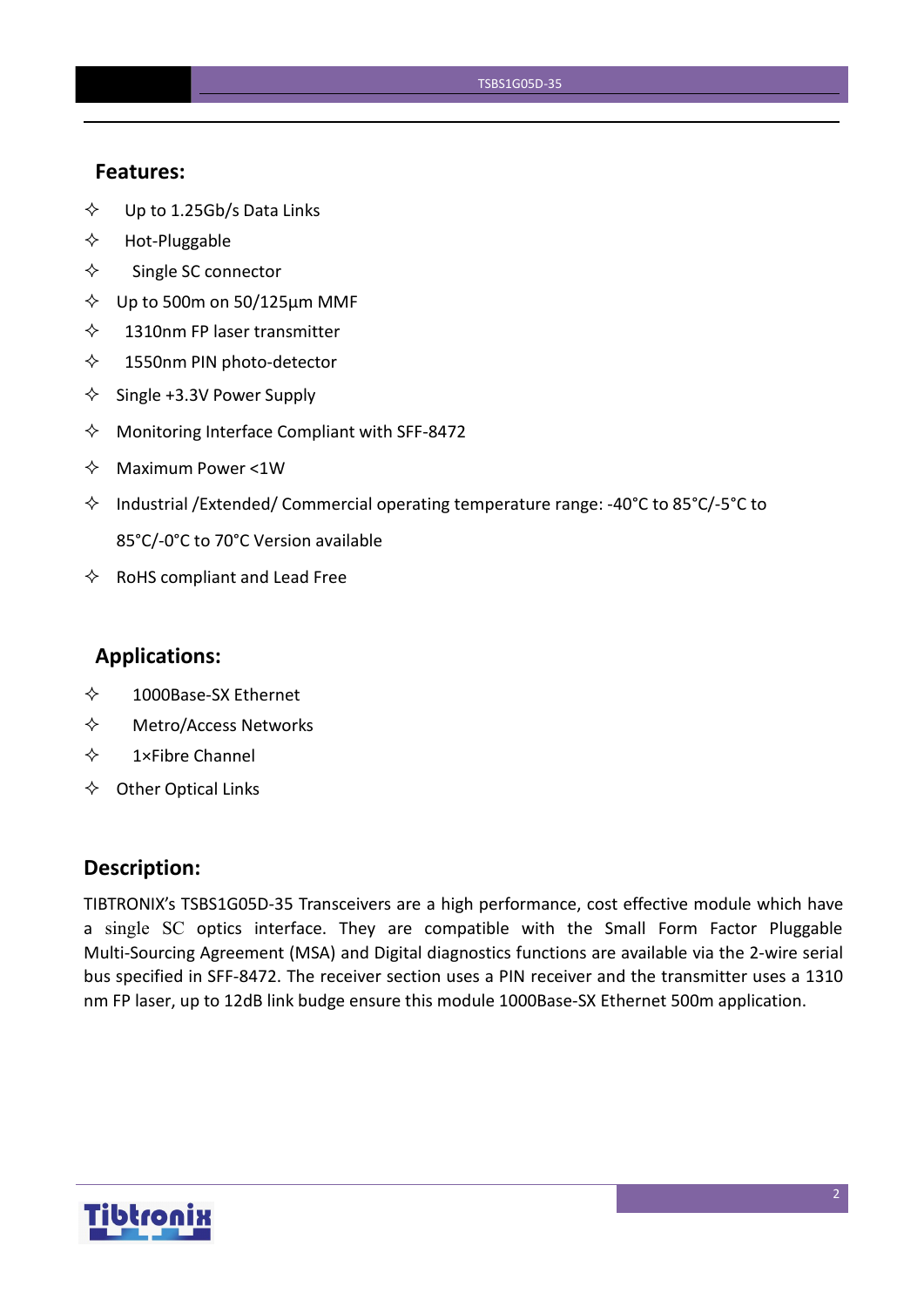## Features:

- Up to 1.25Gb/s Data Links
- Hot-Pluggable
- Single SC connector
- Up to 500m on 50/125µm MMF
- 1310nm FP laser transmitter
- 1550nm PIN photo-detector
- Single +3.3V Power Supply
- Monitoring Interface Compliant with SFF-8472
- Maximum Power <1W
- Industrial /Extended/ Commercial operating temperature range: -40°C to 85°C/-5°C to 85°C/-0°C to 70°C Version available
- RoHS compliant and Lead Free

## Applications:

- 1000Base-SX Ethernet
- Metro/Access Networks
- 1×Fibre Channel
- Other Optical Links

## Description:

TIBTRONIX's TSBS1G05D-35 Transceivers are a high performance, cost effective module which have a single SC optics interface. They are compatible with the Small Form Factor Pluggable Multi-Sourcing Agreement (MSA) and Digital diagnostics functions are available via the 2-wire serial bus specified in SFF-8472. The receiver section uses a PIN receiver and the transmitter uses a 1310 nm FP laser, up to 12dB link budge ensure this module 1000Base-SX Ethernet 500m application.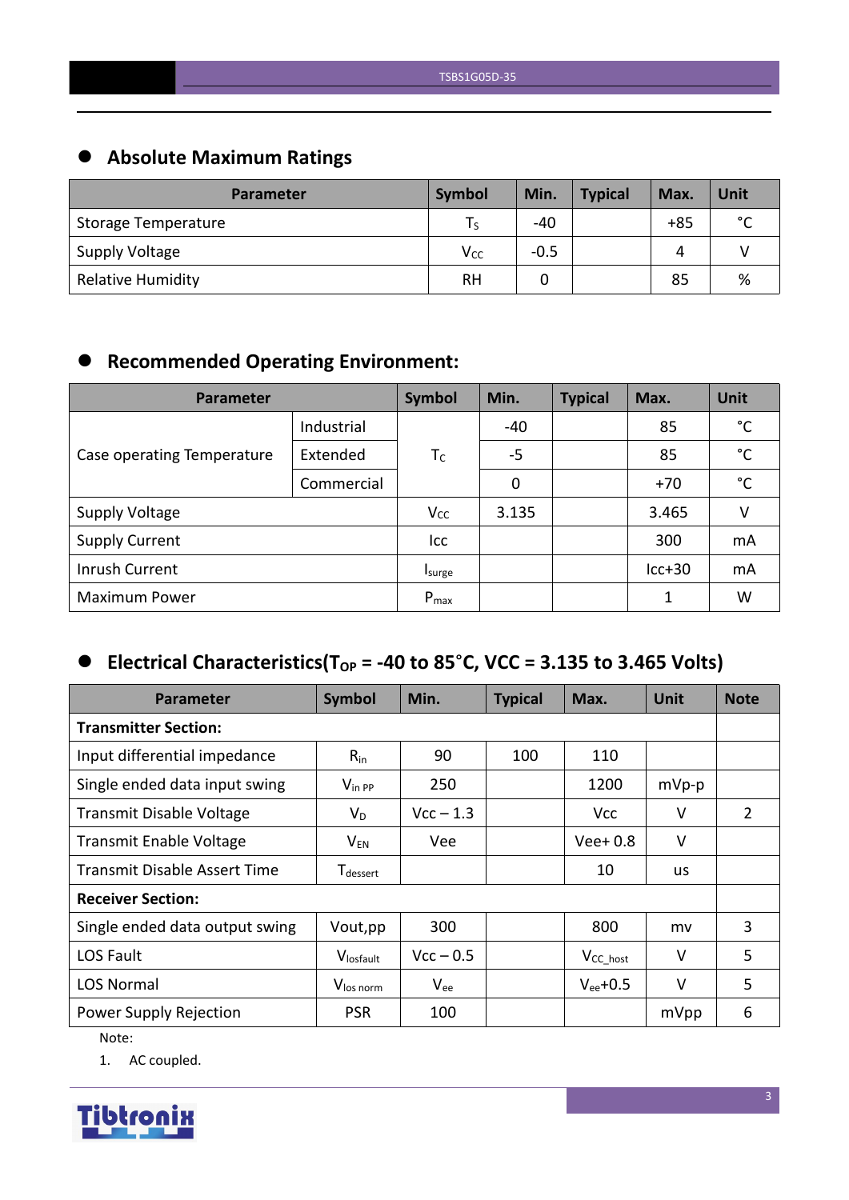## Absolute Maximum Ratings

| Parameter | Symbol | Min. | Typical | Max. | Unit |
|---|---|---|---|---|---|
| Storage Temperature | $T_S$ | -40 | | +85 | °C |
| Supply Voltage | $V_{CC}$ | -0.5 | | 4 | V |
| Relative Humidity | RH | 0 | | 85 | % |

## Recommended Operating Environment:

| Parameter | | Symbol | Min. | Typical | Max. | Unit |
|---|---|---|---|---|---|---|
| Case operating Temperature | Industrial | $T_C$ | -40 | | 85 | °C |
| | Extended | | -5 | | 85 | °C |
| | Commercial | | 0 | | +70 | °C |
| Supply Voltage | | $V_{CC}$ | 3.135 | | 3.465 | V |
| Supply Current | | Icc | | | 300 | mA |
| Inrush Current | | $I_{surge}$ | | | Icc+30 | mA |
| Maximum Power | | $P_{max}$ | | | 1 | W |

## Electrical Characteristics($T_{OP}$ = -40 to 85°C, VCC = 3.135 to 3.465 Volts)

| Parameter | Symbol | Min. | Typical | Max. | Unit | Note |
|---|---|---|---|---|---|---|
| **Transmitter Section:** | | | | | | |
| Input differential impedance | $R_{in}$ | 90 | 100 | 110 | | |
| Single ended data input swing | $V_{in\ PP}$ | 250 | | 1200 | mVp-p | |
| Transmit Disable Voltage | $V_D$ | Vcc – 1.3 | | Vcc | V | 2 |
| Transmit Enable Voltage | $V_{EN}$ | Vee | | Vee+ 0.8 | V | |
| Transmit Disable Assert Time | $T_{dessert}$ | | | 10 | us | |
| **Receiver Section:** | | | | | | |
| Single ended data output swing | Vout,pp | 300 | | 800 | mv | 3 |
| LOS Fault | $V_{losfault}$ | Vcc – 0.5 | | $V_{CC\_host}$ | V | 5 |
| LOS Normal | $V_{los\ norm}$ | $V_{ee}$ | | $V_{ee}$+0.5 | V | 5 |
| Power Supply Rejection | PSR | 100 | | | mVpp | 6 |

Note:

1. AC coupled.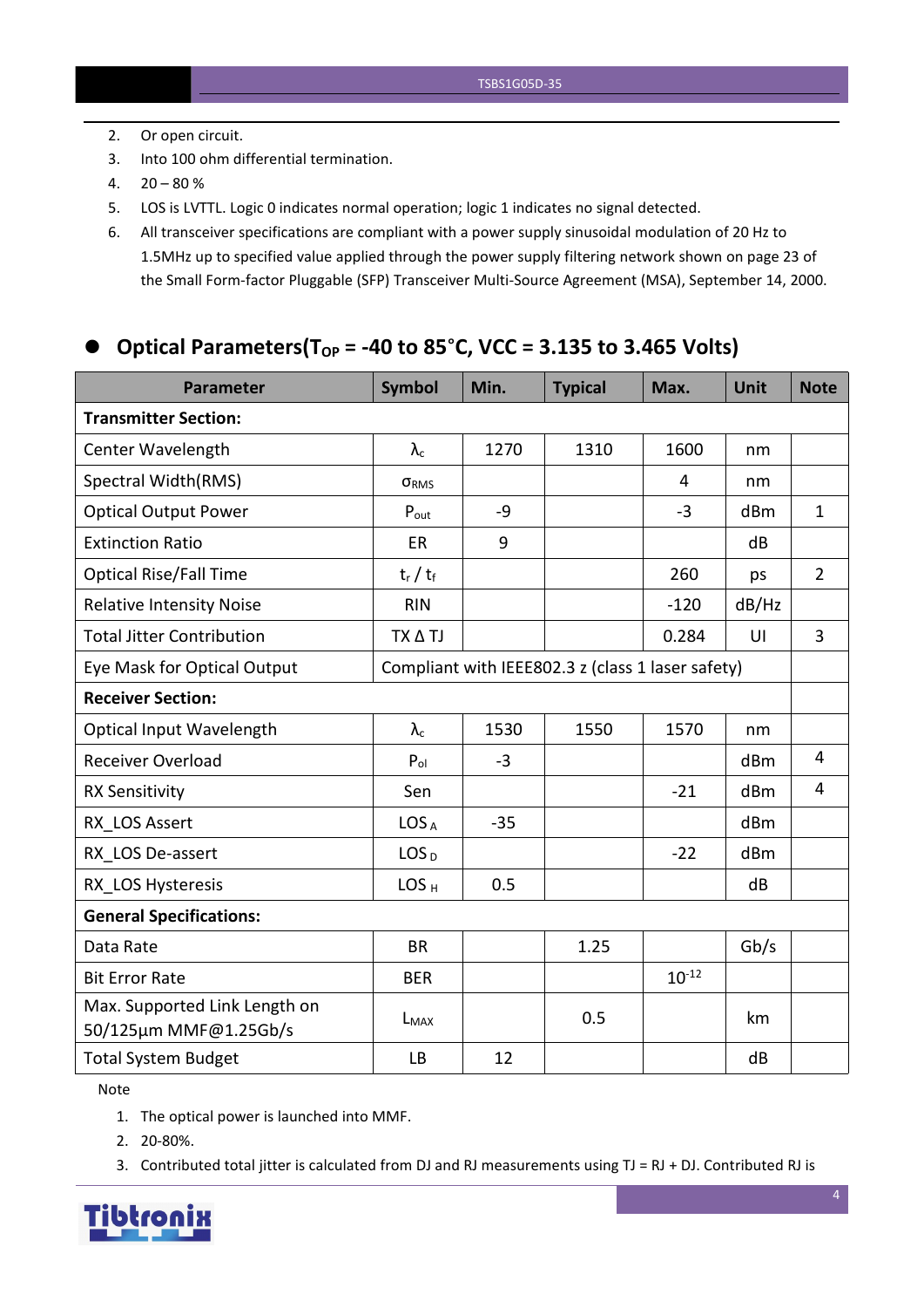2. Or open circuit.
3. Into 100 ohm differential termination.
4. 20 – 80 %
5. LOS is LVTTL. Logic 0 indicates normal operation; logic 1 indicates no signal detected.
6. All transceiver specifications are compliant with a power supply sinusoidal modulation of 20 Hz to 1.5MHz up to specified value applied through the power supply filtering network shown on page 23 of the Small Form-factor Pluggable (SFP) Transceiver Multi-Source Agreement (MSA), September 14, 2000.

## Optical Parameters($T_{OP}$ = -40 to 85°C, VCC = 3.135 to 3.465 Volts)

| Parameter | Symbol | Min. | Typical | Max. | Unit | Note |
|---|---|---|---|---|---|---|
| **Transmitter Section:** | | | | | | |
| Center Wavelength | $\lambda_c$ | 1270 | 1310 | 1600 | nm | |
| Spectral Width(RMS) | $\sigma_{RMS}$ | | | 4 | nm | |
| Optical Output Power | $P_{out}$ | -9 | | -3 | dBm | 1 |
| Extinction Ratio | ER | 9 | | | dB | |
| Optical Rise/Fall Time | $t_r$ / $t_f$ | | | 260 | ps | 2 |
| Relative Intensity Noise | RIN | | | -120 | dB/Hz | |
| Total Jitter Contribution | TX Δ TJ | | | 0.284 | UI | 3 |
| Eye Mask for Optical Output | Compliant with IEEE802.3 z (class 1 laser safety) | | | | | |
| **Receiver Section:** | | | | | | |
| Optical Input Wavelength | $\lambda_c$ | 1530 | 1550 | 1570 | nm | |
| Receiver Overload | $P_{ol}$ | -3 | | | dBm | 4 |
| RX Sensitivity | Sen | | | -21 | dBm | 4 |
| RX_LOS Assert | $LOS_A$ | -35 | | | dBm | |
| RX_LOS De-assert | $LOS_D$ | | | -22 | dBm | |
| RX_LOS Hysteresis | $LOS_H$ | 0.5 | | | dB | |
| **General Specifications:** | | | | | | |
| Data Rate | BR | | 1.25 | | Gb/s | |
| Bit Error Rate | BER | | | $10^{-12}$ | | |
| Max. Supported Link Length on 50/125µm MMF@1.25Gb/s | $L_{MAX}$ | | 0.5 | | km | |
| Total System Budget | LB | 12 | | | dB | |

Note

1. The optical power is launched into MMF.
2. 20-80%.
3. Contributed total jitter is calculated from DJ and RJ measurements using TJ = RJ + DJ. Contributed RJ is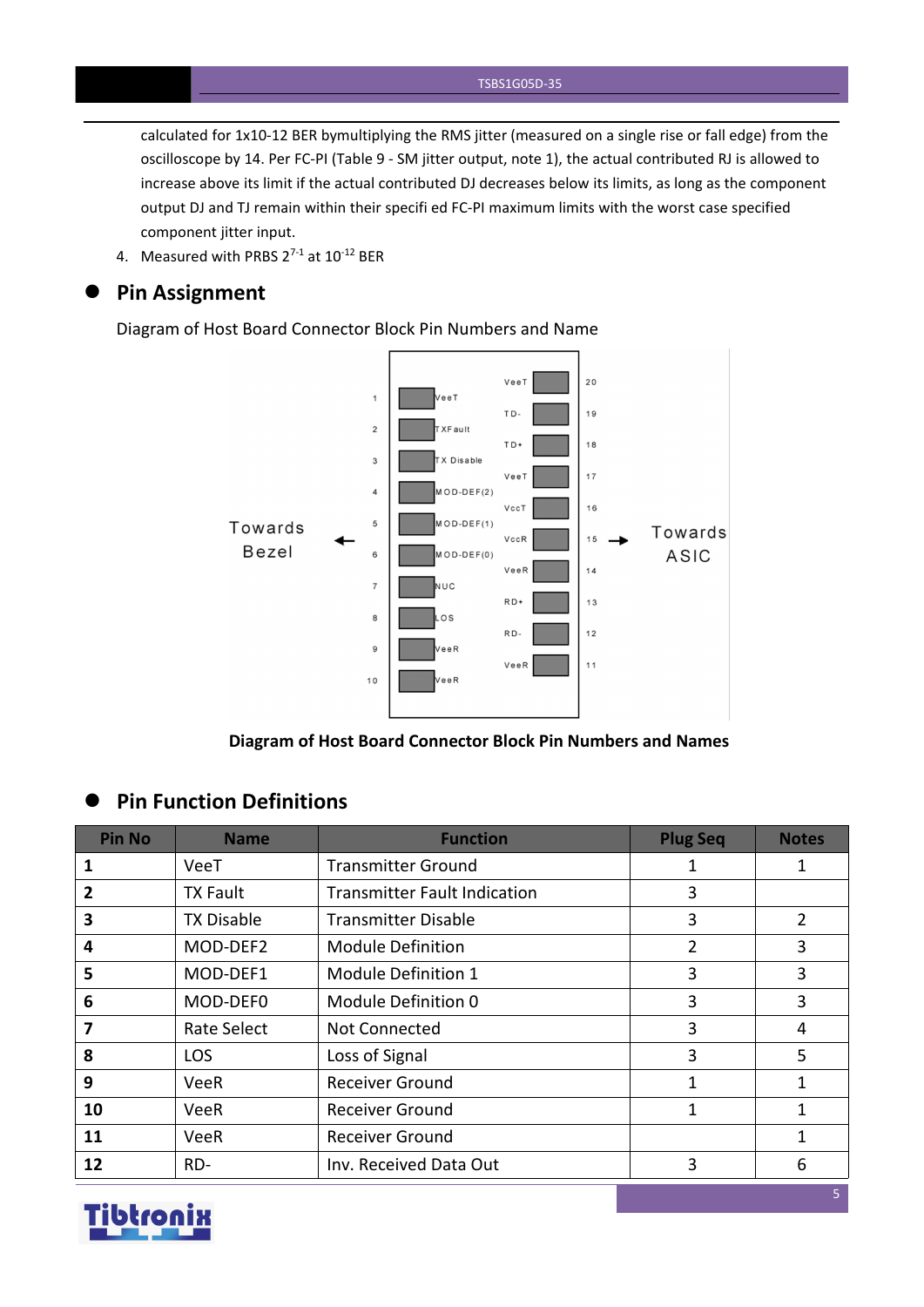calculated for 1x10-12 BER bymultiplying the RMS jitter (measured on a single rise or fall edge) from the oscilloscope by 14. Per FC-PI (Table 9 - SM jitter output, note 1), the actual contributed RJ is allowed to increase above its limit if the actual contributed DJ decreases below its limits, as long as the component output DJ and TJ remain within their specifi ed FC-PI maximum limits with the worst case specified component jitter input.

4. Measured with PRBS $2^{7-1}$ at $10^{-12}$ BER

## Pin Assignment

Diagram of Host Board Connector Block Pin Numbers and Name

Towards Bezel ← | → Towards ASIC

| Pin | Name | Pin | Name |
|---|---|---|---|
| 1 | VeeT | 20 | VeeT |
| 2 | TXFault | 19 | TD- |
| 3 | TX Disable | 18 | TD+ |
| 4 | MOD-DEF(2) | 17 | VeeT |
| 5 | MOD-DEF(1) | 16 | VccT |
| 6 | MOD-DEF(0) | 15 | VccR |
| 7 | NUC | 14 | VeeR |
| 8 | LOS | 13 | RD+ |
| 9 | VeeR | 12 | RD- |
| 10 | VeeR | 11 | VeeR |

**Diagram of Host Board Connector Block Pin Numbers and Names**

## Pin Function Definitions

| Pin No | Name | Function | Plug Seq | Notes |
|---|---|---|---|---|
| **1** | VeeT | Transmitter Ground | 1 | 1 |
| **2** | TX Fault | Transmitter Fault Indication | 3 | |
| **3** | TX Disable | Transmitter Disable | 3 | 2 |
| **4** | MOD-DEF2 | Module Definition | 2 | 3 |
| **5** | MOD-DEF1 | Module Definition 1 | 3 | 3 |
| **6** | MOD-DEF0 | Module Definition 0 | 3 | 3 |
| **7** | Rate Select | Not Connected | 3 | 4 |
| **8** | LOS | Loss of Signal | 3 | 5 |
| **9** | VeeR | Receiver Ground | 1 | 1 |
| **10** | VeeR | Receiver Ground | 1 | 1 |
| **11** | VeeR | Receiver Ground | | 1 |
| **12** | RD- | Inv. Received Data Out | 3 | 6 |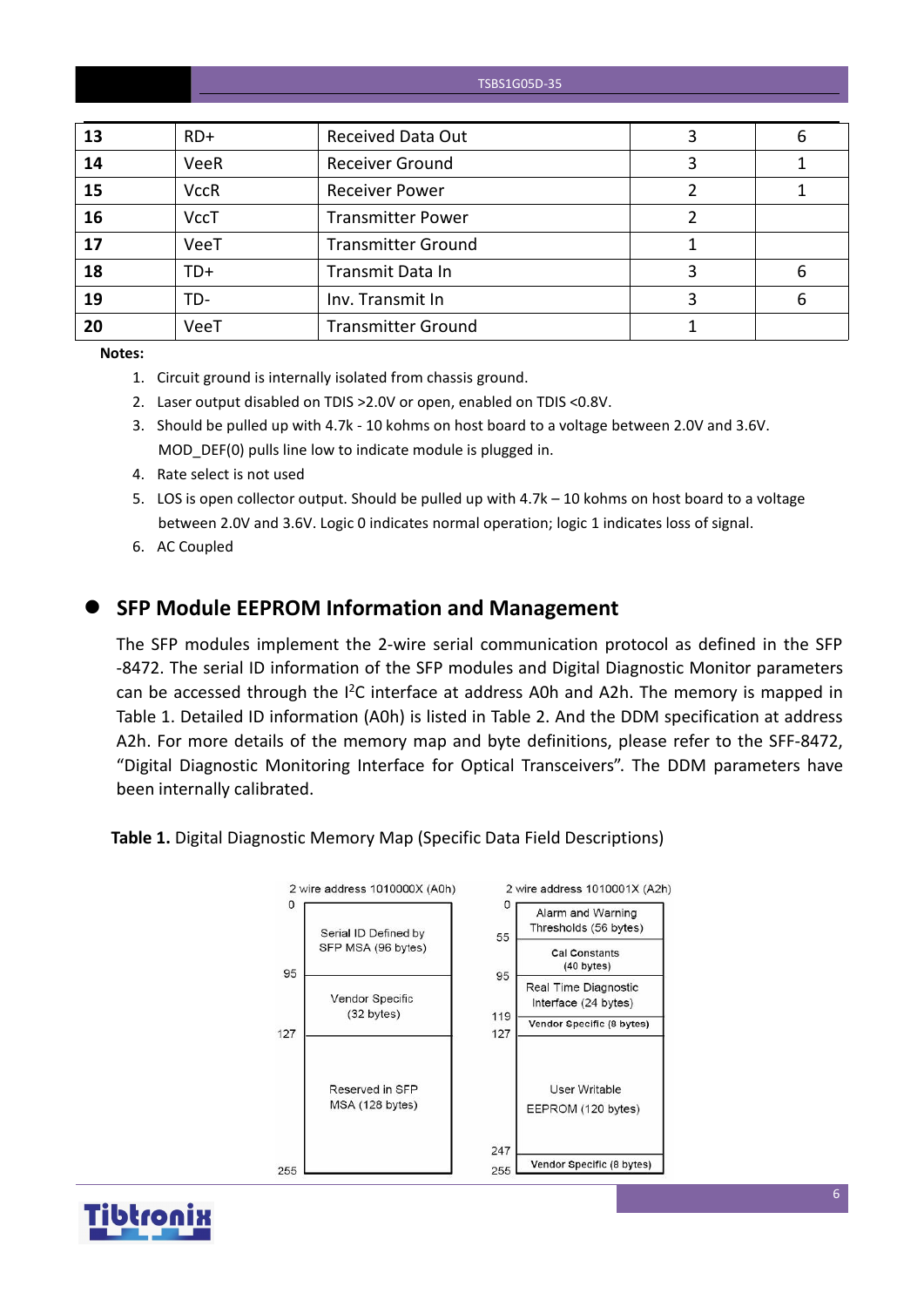| 13 | RD+ | Received Data Out | 3 | 6 |
|---|---|---|---|---|
| 14 | VeeR | Receiver Ground | 3 | 1 |
| 15 | VccR | Receiver Power | 2 | 1 |
| 16 | VccT | Transmitter Power | 2 | |
| 17 | VeeT | Transmitter Ground | 1 | |
| 18 | TD+ | Transmit Data In | 3 | 6 |
| 19 | TD- | Inv. Transmit In | 3 | 6 |
| 20 | VeeT | Transmitter Ground | 1 | |

**Notes:**

1. Circuit ground is internally isolated from chassis ground.
2. Laser output disabled on TDIS >2.0V or open, enabled on TDIS <0.8V.
3. Should be pulled up with 4.7k - 10 kohms on host board to a voltage between 2.0V and 3.6V. MOD_DEF(0) pulls line low to indicate module is plugged in.
4. Rate select is not used
5. LOS is open collector output. Should be pulled up with 4.7k – 10 kohms on host board to a voltage between 2.0V and 3.6V. Logic 0 indicates normal operation; logic 1 indicates loss of signal.
6. AC Coupled

## SFP Module EEPROM Information and Management

The SFP modules implement the 2-wire serial communication protocol as defined in the SFP -8472. The serial ID information of the SFP modules and Digital Diagnostic Monitor parameters can be accessed through the I$^2$C interface at address A0h and A2h. The memory is mapped in Table 1. Detailed ID information (A0h) is listed in Table 2. And the DDM specification at address A2h. For more details of the memory map and byte definitions, please refer to the SFF-8472, "Digital Diagnostic Monitoring Interface for Optical Transceivers". The DDM parameters have been internally calibrated.

**Table 1.** Digital Diagnostic Memory Map (Specific Data Field Descriptions)

| 2 wire address 1010000X (A0h) | | 2 wire address 1010001X (A2h) | |
|---|---|---|---|
| 0–95 | Serial ID Defined by SFP MSA (96 bytes) | 0–55 | Alarm and Warning Thresholds (56 bytes) |
| 95–127 | Vendor Specific (32 bytes) | 55–95 | Cal Constants (40 bytes) |
| 127–255 | Reserved in SFP MSA (128 bytes) | 95–119 | Real Time Diagnostic Interface (24 bytes) |
| | | 119–127 | Vendor Specific (8 bytes) |
| | | 127–247 | User Writable EEPROM (120 bytes) |
| | | 247–255 | Vendor Specific (8 bytes) |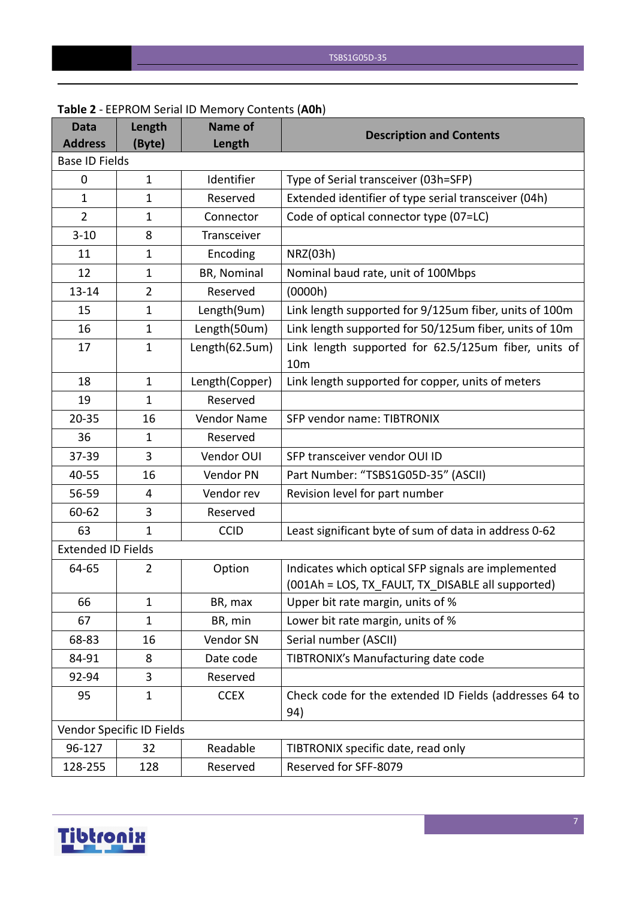**Table 2** - EEPROM Serial ID Memory Contents (**A0h**)

| Data Address | Length (Byte) | Name of Length | Description and Contents |
|---|---|---|---|
| Base ID Fields | | | |
| 0 | 1 | Identifier | Type of Serial transceiver (03h=SFP) |
| 1 | 1 | Reserved | Extended identifier of type serial transceiver (04h) |
| 2 | 1 | Connector | Code of optical connector type (07=LC) |
| 3-10 | 8 | Transceiver | |
| 11 | 1 | Encoding | NRZ(03h) |
| 12 | 1 | BR, Nominal | Nominal baud rate, unit of 100Mbps |
| 13-14 | 2 | Reserved | (0000h) |
| 15 | 1 | Length(9um) | Link length supported for 9/125um fiber, units of 100m |
| 16 | 1 | Length(50um) | Link length supported for 50/125um fiber, units of 10m |
| 17 | 1 | Length(62.5um) | Link length supported for 62.5/125um fiber, units of 10m |
| 18 | 1 | Length(Copper) | Link length supported for copper, units of meters |
| 19 | 1 | Reserved | |
| 20-35 | 16 | Vendor Name | SFP vendor name: TIBTRONIX |
| 36 | 1 | Reserved | |
| 37-39 | 3 | Vendor OUI | SFP transceiver vendor OUI ID |
| 40-55 | 16 | Vendor PN | Part Number: “TSBS1G05D-35” (ASCII) |
| 56-59 | 4 | Vendor rev | Revision level for part number |
| 60-62 | 3 | Reserved | |
| 63 | 1 | CCID | Least significant byte of sum of data in address 0-62 |
| Extended ID Fields | | | |
| 64-65 | 2 | Option | Indicates which optical SFP signals are implemented (001Ah = LOS, TX_FAULT, TX_DISABLE all supported) |
| 66 | 1 | BR, max | Upper bit rate margin, units of % |
| 67 | 1 | BR, min | Lower bit rate margin, units of % |
| 68-83 | 16 | Vendor SN | Serial number (ASCII) |
| 84-91 | 8 | Date code | TIBTRONIX’s Manufacturing date code |
| 92-94 | 3 | Reserved | |
| 95 | 1 | CCEX | Check code for the extended ID Fields (addresses 64 to 94) |
| Vendor Specific ID Fields | | | |
| 96-127 | 32 | Readable | TIBTRONIX specific date, read only |
| 128-255 | 128 | Reserved | Reserved for SFF-8079 |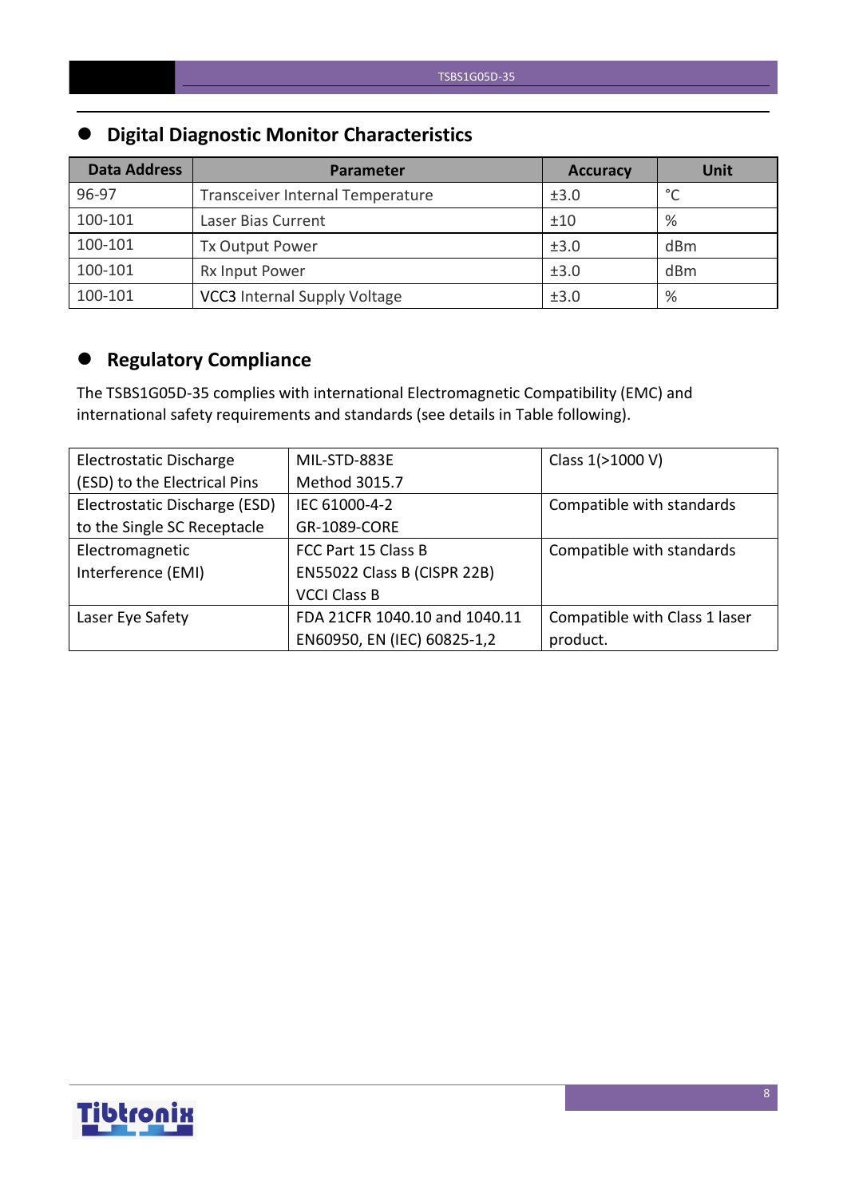## Digital Diagnostic Monitor Characteristics

| Data Address | Parameter | Accuracy | Unit |
|---|---|---|---|
| 96-97 | Transceiver Internal Temperature | ±3.0 | °C |
| 100-101 | Laser Bias Current | ±10 | % |
| 100-101 | Tx Output Power | ±3.0 | dBm |
| 100-101 | Rx Input Power | ±3.0 | dBm |
| 100-101 | VCC3 Internal Supply Voltage | ±3.0 | % |

## Regulatory Compliance

The TSBS1G05D-35 complies with international Electromagnetic Compatibility (EMC) and international safety requirements and standards (see details in Table following).

| | | |
|---|---|---|
| Electrostatic Discharge (ESD) to the Electrical Pins | MIL-STD-883E Method 3015.7 | Class 1(>1000 V) |
| Electrostatic Discharge (ESD) to the Single SC Receptacle | IEC 61000-4-2 GR-1089-CORE | Compatible with standards |
| Electromagnetic Interference (EMI) | FCC Part 15 Class B EN55022 Class B (CISPR 22B) VCCI Class B | Compatible with standards |
| Laser Eye Safety | FDA 21CFR 1040.10 and 1040.11 EN60950, EN (IEC) 60825-1,2 | Compatible with Class 1 laser product. |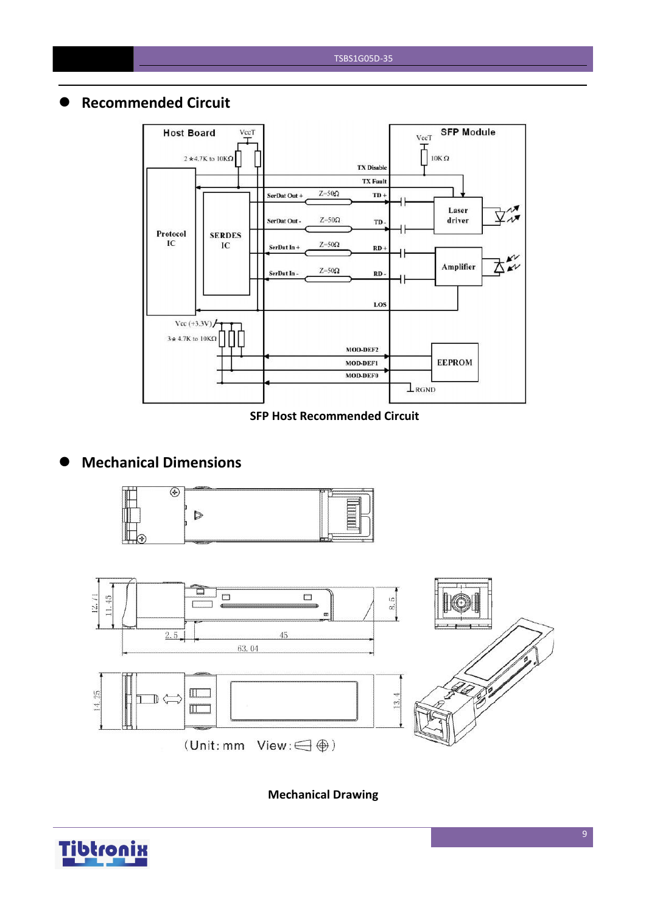## Recommended Circuit

SFP Host Recommended Circuit

## Mechanical Dimensions

Mechanical Drawing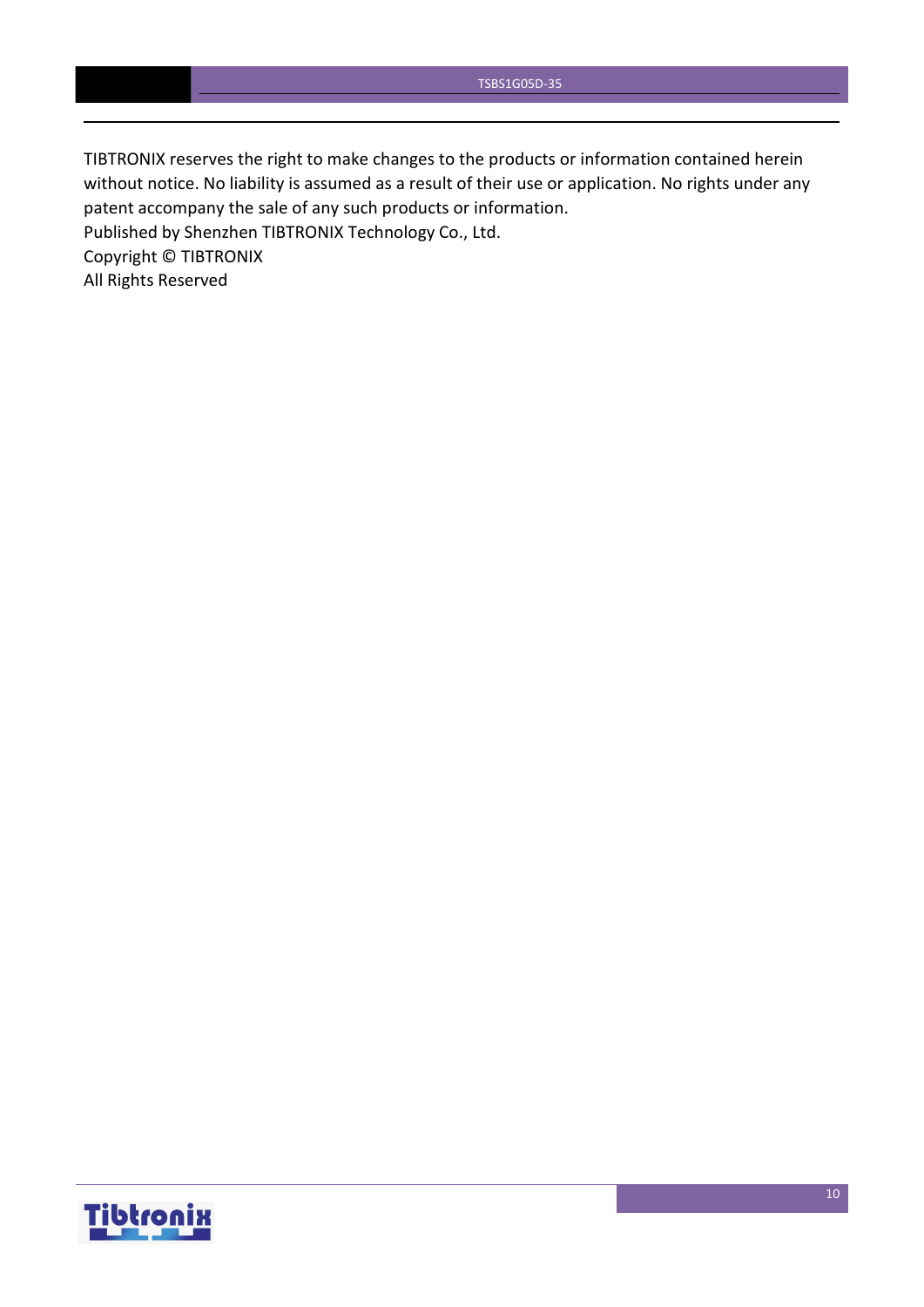TIBTRONIX reserves the right to make changes to the products or information contained herein without notice. No liability is assumed as a result of their use or application. No rights under any patent accompany the sale of any such products or information.

Published by Shenzhen TIBTRONIX Technology Co., Ltd.

Copyright © TIBTRONIX

All Rights Reserved